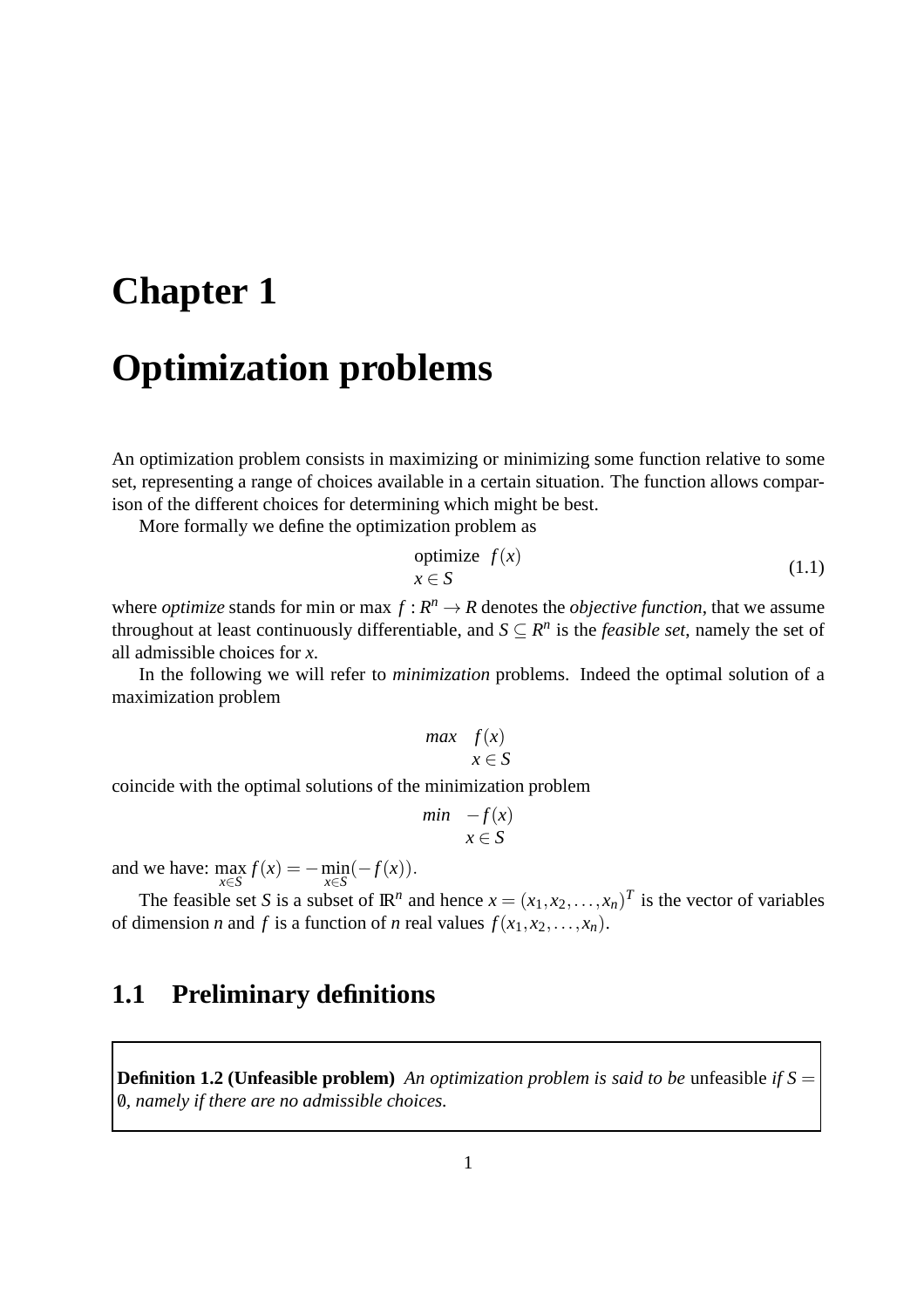# Chapter 1

# Optimization problems

An optimization problem consists in maximizing or minimizing some function relative to some set, representing a range of choices available in a certain situation. The function allows comparison of the different choices for determining which might be best.

More formally we define the optimization problem as

$$\begin{array}{l} \text{optimize} \;\; f(x) \\ x \in S \end{array} \tag{1.1}$$

where *optimize* stands for min or max $f : R^n \to R$ denotes the *objective function*, that we assume throughout at least continuously differentiable, and $S \subseteq R^n$ is the *feasible set*, namely the set of all admissible choices for $x$.

In the following we will refer to *minimization* problems. Indeed the optimal solution of a maximization problem

$$\begin{array}{ll} max & f(x) \\ & x \in S \end{array}$$

coincide with the optimal solutions of the minimization problem

$$\begin{array}{ll} min & -f(x) \\ & x \in S \end{array}$$

and we have: $\max_{x \in S} f(x) = -\min_{x \in S}(-f(x))$.

The feasible set $S$ is a subset of $\mathbb{R}^n$ and hence $x = (x_1, x_2, \ldots, x_n)^T$ is the vector of variables of dimension $n$ and $f$ is a function of $n$ real values $f(x_1, x_2, \ldots, x_n)$.

## 1.1 Preliminary definitions

**Definition 1.2 (Unfeasible problem)** *An optimization problem is said to be* unfeasible *if $S = \emptyset$, namely if there are no admissible choices.*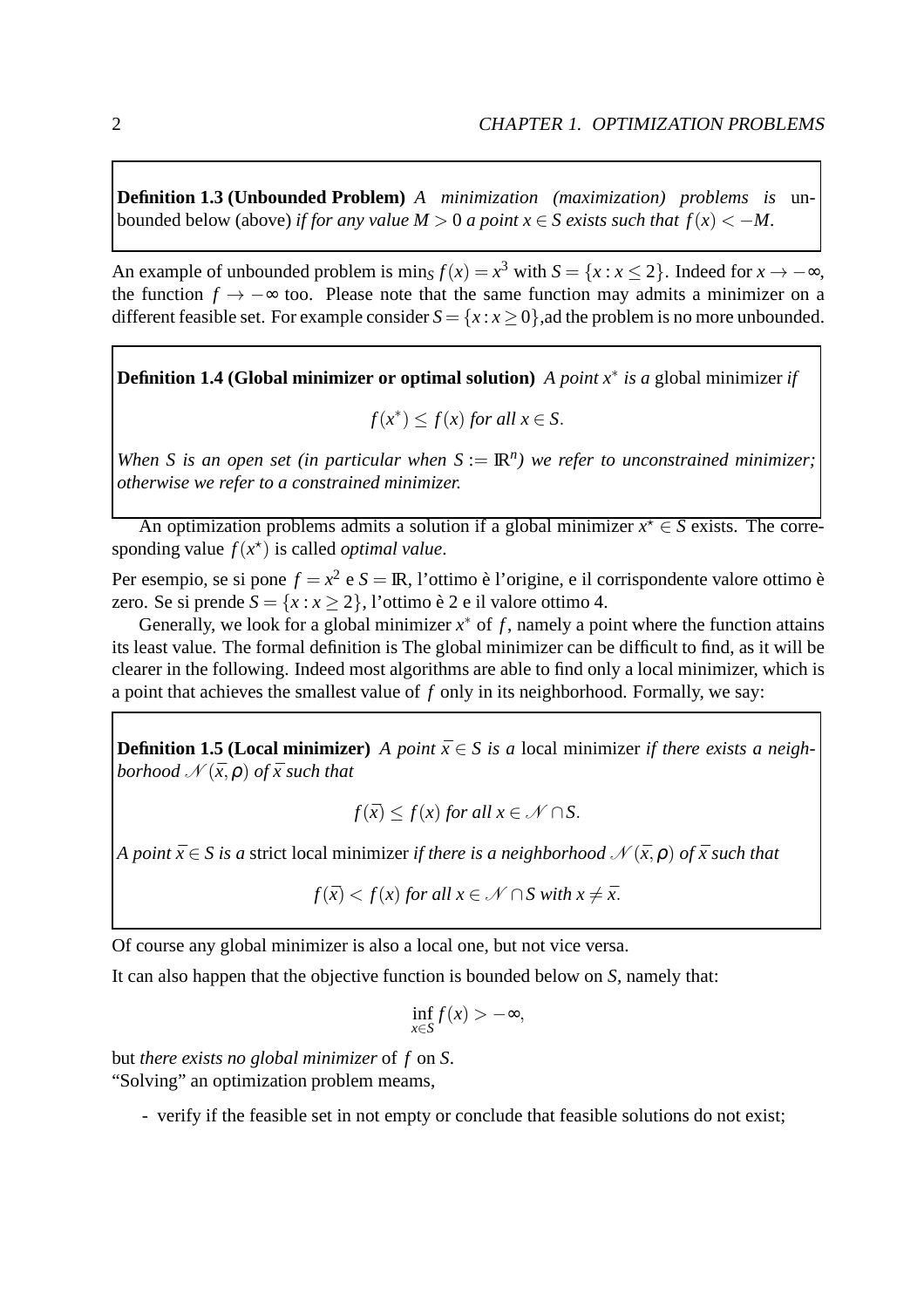**Definition 1.3 (Unbounded Problem)** *A minimization (maximization) problems is* unbounded below (above) *if for any value $M > 0$ a point $x \in S$ exists such that $f(x) < -M$.*

An example of unbounded problem is $\min_S f(x) = x^3$ with $S = \{x : x \leq 2\}$. Indeed for $x \to -\infty$, the function $f \to -\infty$ too. Please note that the same function may admits a minimizer on a different feasible set. For example consider $S = \{x : x \geq 0\}$,ad the problem is no more unbounded.

**Definition 1.4 (Global minimizer or optimal solution)** *A point $x^*$ is a* global minimizer *if*

$$f(x^*) \leq f(x) \text{ for all } x \in S.$$

*When $S$ is an open set (in particular when $S := \mathbb{R}^n$) we refer to unconstrained minimizer; otherwise we refer to a constrained minimizer.*

An optimization problems admits a solution if a global minimizer $x^\star \in S$ exists. The corresponding value $f(x^\star)$ is called *optimal value*.

Per esempio, se si pone $f = x^2$ e $S = \mathbb{R}$, l'ottimo è l'origine, e il corrispondente valore ottimo è zero. Se si prende $S = \{x : x \geq 2\}$, l'ottimo è 2 e il valore ottimo 4.

Generally, we look for a global minimizer $x^*$ of $f$, namely a point where the function attains its least value. The formal definition is The global minimizer can be difficult to find, as it will be clearer in the following. Indeed most algorithms are able to find only a local minimizer, which is a point that achieves the smallest value of $f$ only in its neighborhood. Formally, we say:

**Definition 1.5 (Local minimizer)** *A point $\bar{x} \in S$ is a* local minimizer *if there exists a neighborhood $\mathcal{N}(\bar{x}, \rho)$ of $\bar{x}$ such that*

$$f(\bar{x}) \leq f(x) \text{ for all } x \in \mathcal{N} \cap S.$$

*A point $\bar{x} \in S$ is a* strict local minimizer *if there is a neighborhood $\mathcal{N}(\bar{x}, \rho)$ of $\bar{x}$ such that*

$$f(\bar{x}) < f(x) \text{ for all } x \in \mathcal{N} \cap S \text{ with } x \neq \bar{x}.$$

Of course any global minimizer is also a local one, but not vice versa.

It can also happen that the objective function is bounded below on $S$, namely that:

$$\inf_{x \in S} f(x) > -\infty,$$

but *there exists no global minimizer* of $f$ on $S$.
"Solving" an optimization problem meams,

- verify if the feasible set in not empty or conclude that feasible solutions do not exist;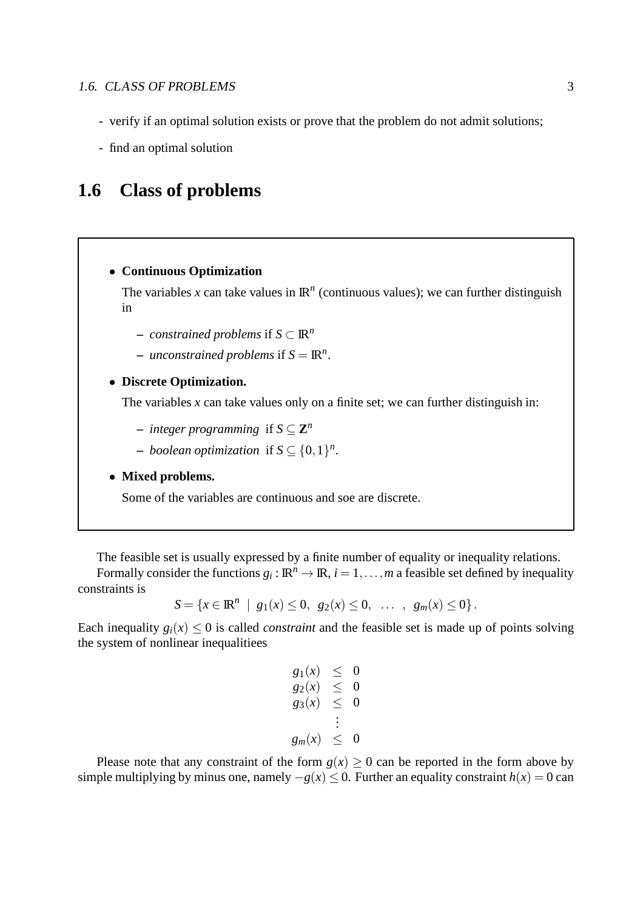- verify if an optimal solution exists or prove that the problem do not admit solutions;

- find an optimal solution

## 1.6 Class of problems

- **Continuous Optimization**

  The variables $x$ can take values in $\mathbb{R}^n$ (continuous values); we can further distinguish in

  – *constrained problems* if $S \subset \mathbb{R}^n$

  – *unconstrained problems* if $S = \mathbb{R}^n$.

- **Discrete Optimization.**

  The variables $x$ can take values only on a finite set; we can further distinguish in:

  – *integer programming* if $S \subseteq \mathbf{Z}^n$

  – *boolean optimization* if $S \subseteq \{0,1\}^n$.

- **Mixed problems.**

  Some of the variables are continuous and soe are discrete.

The feasible set is usually expressed by a finite number of equality or inequality relations.

Formally consider the functions $g_i : \mathbb{R}^n \to \mathbb{R}$, $i = 1, \ldots, m$ a feasible set defined by inequality constraints is

$$S = \{x \in \mathbb{R}^n \mid g_1(x) \leq 0, \; g_2(x) \leq 0, \; \ldots \;, \; g_m(x) \leq 0\}.$$

Each inequality $g_i(x) \leq 0$ is called *constraint* and the feasible set is made up of points solving the system of nonlinear inequalitiees

$$\begin{array}{rcl} g_1(x) & \leq & 0 \\ g_2(x) & \leq & 0 \\ g_3(x) & \leq & 0 \\ & \vdots & \\ g_m(x) & \leq & 0 \end{array}$$

Please note that any constraint of the form $g(x) \geq 0$ can be reported in the form above by simple multiplying by minus one, namely $-g(x) \leq 0$. Further an equality constraint $h(x) = 0$ can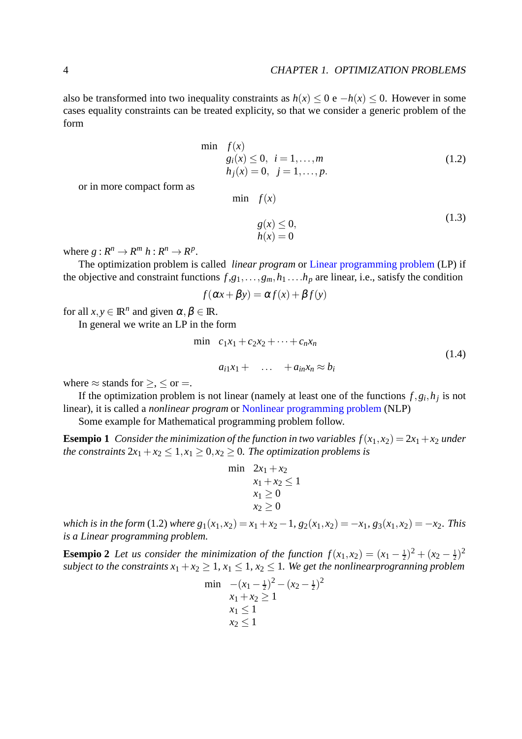also be transformed into two inequality constraints as $h(x) \leq 0$ e $-h(x) \leq 0$. However in some cases equality constraints can be treated explicity, so that we consider a generic problem of the form

$$
\begin{array}{ll}
\min & f(x) \\
& g_i(x) \leq 0, \;\; i = 1, \dots, m \\
& h_j(x) = 0, \;\; j = 1, \dots, p.
\end{array}
\tag{1.2}
$$

or in more compact form as

$$
\begin{array}{ll}
\min & f(x) \\
& \\
& g(x) \leq 0, \\
& h(x) = 0
\end{array}
\tag{1.3}
$$

where $g : R^n \to R^m$ $h : R^n \to R^p$.

The optimization problem is called *linear program* or Linear programming problem (LP) if the objective and constraint functions $f, g_1, \dots, g_m, h_1 \dots h_p$ are linear, i.e., satisfy the condition

$$f(\alpha x + \beta y) = \alpha f(x) + \beta f(y)$$

for all $x, y \in \mathbb{R}^n$ and given $\alpha, \beta \in \mathbb{R}$.

In general we write an LP in the form

$$
\begin{array}{ll}
\min & c_1 x_1 + c_2 x_2 + \dots + c_n x_n \\
& \\
& a_{i1} x_1 + \quad \dots \quad + a_{in} x_n \approx b_i
\end{array}
\tag{1.4}
$$

where $\approx$ stands for $\geq, \leq$ or $=$.

If the optimization problem is not linear (namely at least one of the functions $f, g_i, h_j$ is not linear), it is called a *nonlinear program* or Nonlinear programming problem (NLP)

Some example for Mathematical programming problem follow.

**Esempio 1** *Consider the minimization of the function in two variables* $f(x_1, x_2) = 2x_1 + x_2$ *under the constraints* $2x_1 + x_2 \leq 1, x_1 \geq 0, x_2 \geq 0$. *The optimization problems is*

$$
\begin{array}{ll}
\min & 2x_1 + x_2 \\
& x_1 + x_2 \leq 1 \\
& x_1 \geq 0 \\
& x_2 \geq 0
\end{array}
$$

*which is in the form* (1.2) *where* $g_1(x_1, x_2) = x_1 + x_2 - 1$, $g_2(x_1, x_2) = -x_1$, $g_3(x_1, x_2) = -x_2$. *This is a Linear programming problem.*

**Esempio 2** *Let us consider the minimization of the function* $f(x_1, x_2) = (x_1 - \frac{1}{2})^2 + (x_2 - \frac{1}{2})^2$ *subject to the constraints* $x_1 + x_2 \geq 1$, $x_1 \leq 1$, $x_2 \leq 1$. *We get the nonlinearprogranning problem*

$$
\begin{array}{ll}
\min & -(x_1 - \frac{1}{2})^2 - (x_2 - \frac{1}{2})^2 \\
& x_1 + x_2 \geq 1 \\
& x_1 \leq 1 \\
& x_2 \leq 1
\end{array}
$$